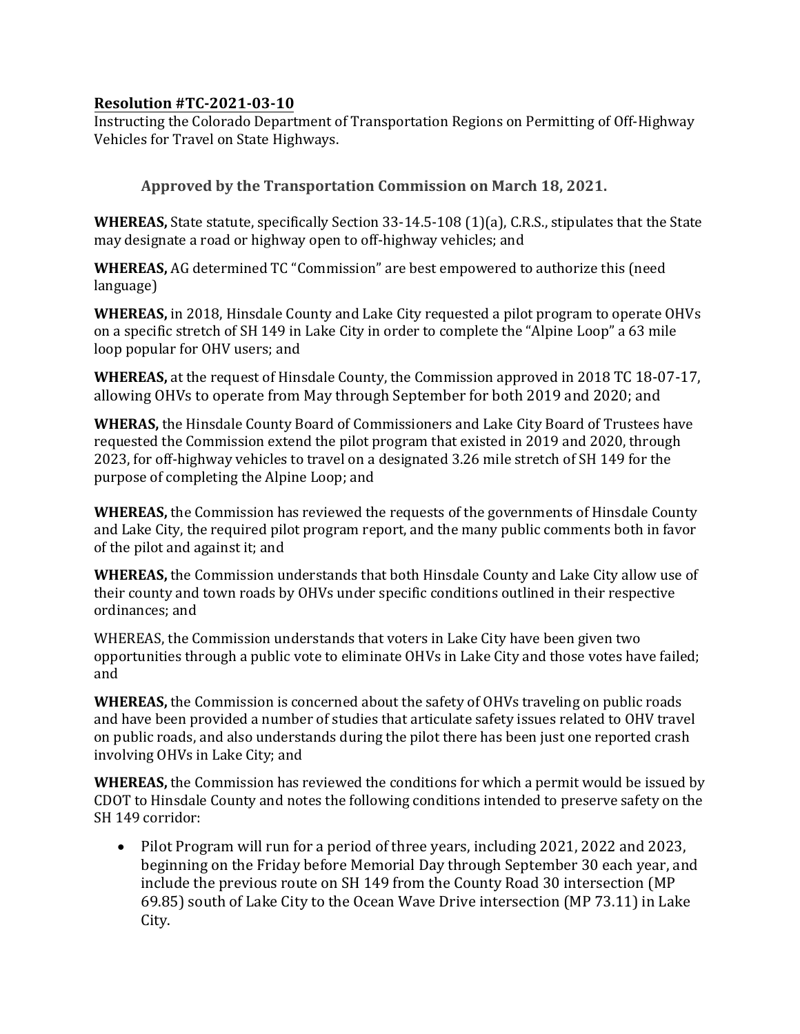## **Resolution #TC-2021-03-10**

Instructing the Colorado Department of Transportation Regions on Permitting of Off-Highway Vehicles for Travel on State Highways.

### Approved by the Transportation Commission on March 18, 2021.

**WHEREAS,** State statute, specifically Section 33-14.5-108 (1)(a), C.R.S., stipulates that the State may designate a road or highway open to off-highway vehicles; and

**WHEREAS,** AG determined TC "Commission" are best empowered to authorize this (need language)

**WHEREAS,** in 2018, Hinsdale County and Lake City requested a pilot program to operate OHVs on a specific stretch of SH 149 in Lake City in order to complete the "Alpine Loop" a 63 mile loop popular for OHV users; and

**WHEREAS,** at the request of Hinsdale County, the Commission approved in 2018 TC 18-07-17, allowing OHVs to operate from May through September for both 2019 and 2020; and

**WHERAS,** the Hinsdale County Board of Commissioners and Lake City Board of Trustees have requested the Commission extend the pilot program that existed in 2019 and 2020, through 2023, for off-highway vehicles to travel on a designated 3.26 mile stretch of SH 149 for the purpose of completing the Alpine Loop; and

**WHEREAS,** the Commission has reviewed the requests of the governments of Hinsdale County and Lake City, the required pilot program report, and the many public comments both in favor of the pilot and against it; and

**WHEREAS,** the Commission understands that both Hinsdale County and Lake City allow use of their county and town roads by OHVs under specific conditions outlined in their respective ordinances; and

WHEREAS, the Commission understands that voters in Lake City have been given two opportunities through a public vote to eliminate OHVs in Lake City and those votes have failed; and

**WHEREAS,** the Commission is concerned about the safety of OHVs traveling on public roads and have been provided a number of studies that articulate safety issues related to OHV travel on public roads, and also understands during the pilot there has been just one reported crash involving OHVs in Lake City; and

**WHEREAS,** the Commission has reviewed the conditions for which a permit would be issued by CDOT to Hinsdale County and notes the following conditions intended to preserve safety on the SH 149 corridor:

- Pilot Program will run for a period of three years, including 2021, 2022 and 2023, beginning on the Friday before Memorial Day through September 30 each year, and include the previous route on SH 149 from the County Road 30 intersection (MP 69.85) south of Lake City to the Ocean Wave Drive intersection (MP 73.11) in Lake City.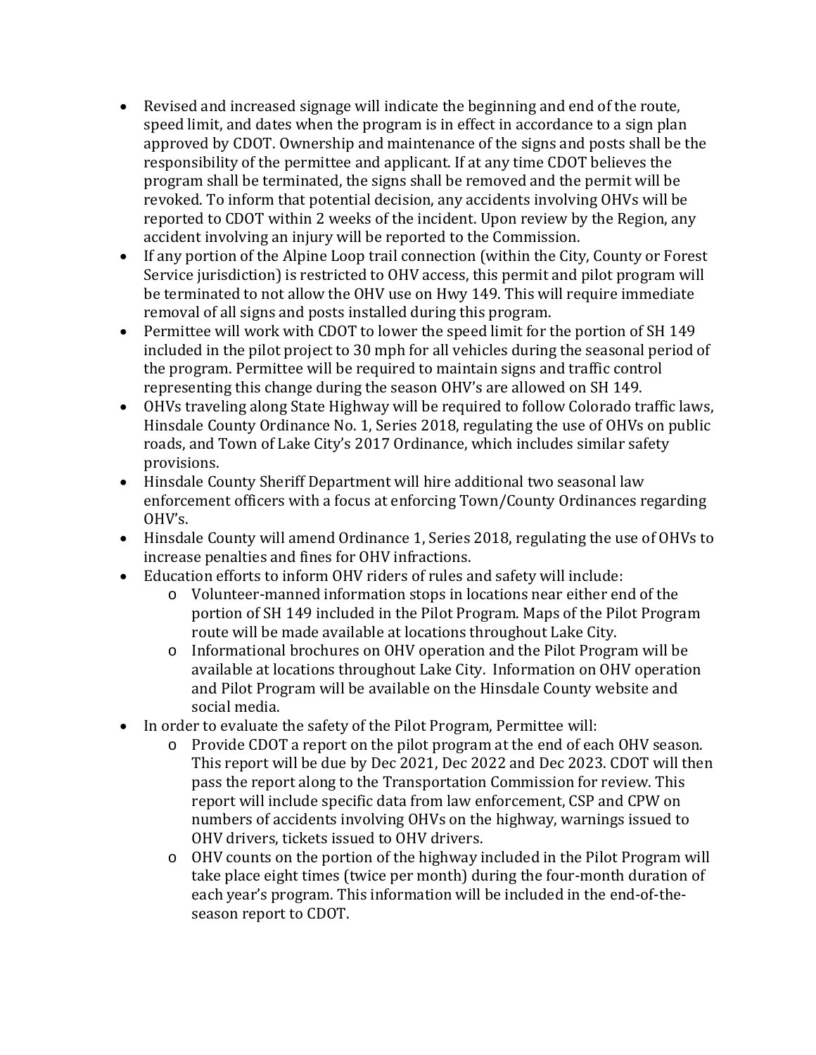- Revised and increased signage will indicate the beginning and end of the route, speed limit, and dates when the program is in effect in accordance to a sign plan approved by CDOT. Ownership and maintenance of the signs and posts shall be the responsibility of the permittee and applicant. If at any time CDOT believes the program shall be terminated, the signs shall be removed and the permit will be revoked. To inform that potential decision, any accidents involving OHVs will be reported to CDOT within 2 weeks of the incident. Upon review by the Region, any accident involving an injury will be reported to the Commission.
- If any portion of the Alpine Loop trail connection (within the City, County or Forest Service jurisdiction) is restricted to OHV access, this permit and pilot program will be terminated to not allow the OHV use on Hwy 149. This will require immediate removal of all signs and posts installed during this program.
- Permittee will work with CDOT to lower the speed limit for the portion of SH 149 included in the pilot project to 30 mph for all vehicles during the seasonal period of the program. Permittee will be required to maintain signs and traffic control representing this change during the season OHV's are allowed on SH 149.
- OHVs traveling along State Highway will be required to follow Colorado traffic laws, Hinsdale County Ordinance No. 1, Series 2018, regulating the use of OHVs on public roads, and Town of Lake City's 2017 Ordinance, which includes similar safety provisions.
- Hinsdale County Sheriff Department will hire additional two seasonal law enforcement officers with a focus at enforcing Town/County Ordinances regarding OHV's.
- Hinsdale County will amend Ordinance 1, Series 2018, regulating the use of OHVs to increase penalties and fines for OHV infractions.
- Education efforts to inform OHV riders of rules and safety will include:
  - Volunteer-manned information stops in locations near either end of the portion of SH 149 included in the Pilot Program. Maps of the Pilot Program route will be made available at locations throughout Lake City.
  - Informational brochures on OHV operation and the Pilot Program will be available at locations throughout Lake City. Information on OHV operation and Pilot Program will be available on the Hinsdale County website and social media.
- In order to evaluate the safety of the Pilot Program, Permittee will:
  - Provide CDOT a report on the pilot program at the end of each OHV season. This report will be due by Dec 2021, Dec 2022 and Dec 2023. CDOT will then pass the report along to the Transportation Commission for review. This report will include specific data from law enforcement, CSP and CPW on numbers of accidents involving OHVs on the highway, warnings issued to OHV drivers, tickets issued to OHV drivers.
  - OHV counts on the portion of the highway included in the Pilot Program will take place eight times (twice per month) during the four-month duration of each year's program. This information will be included in the end-of-the-season report to CDOT.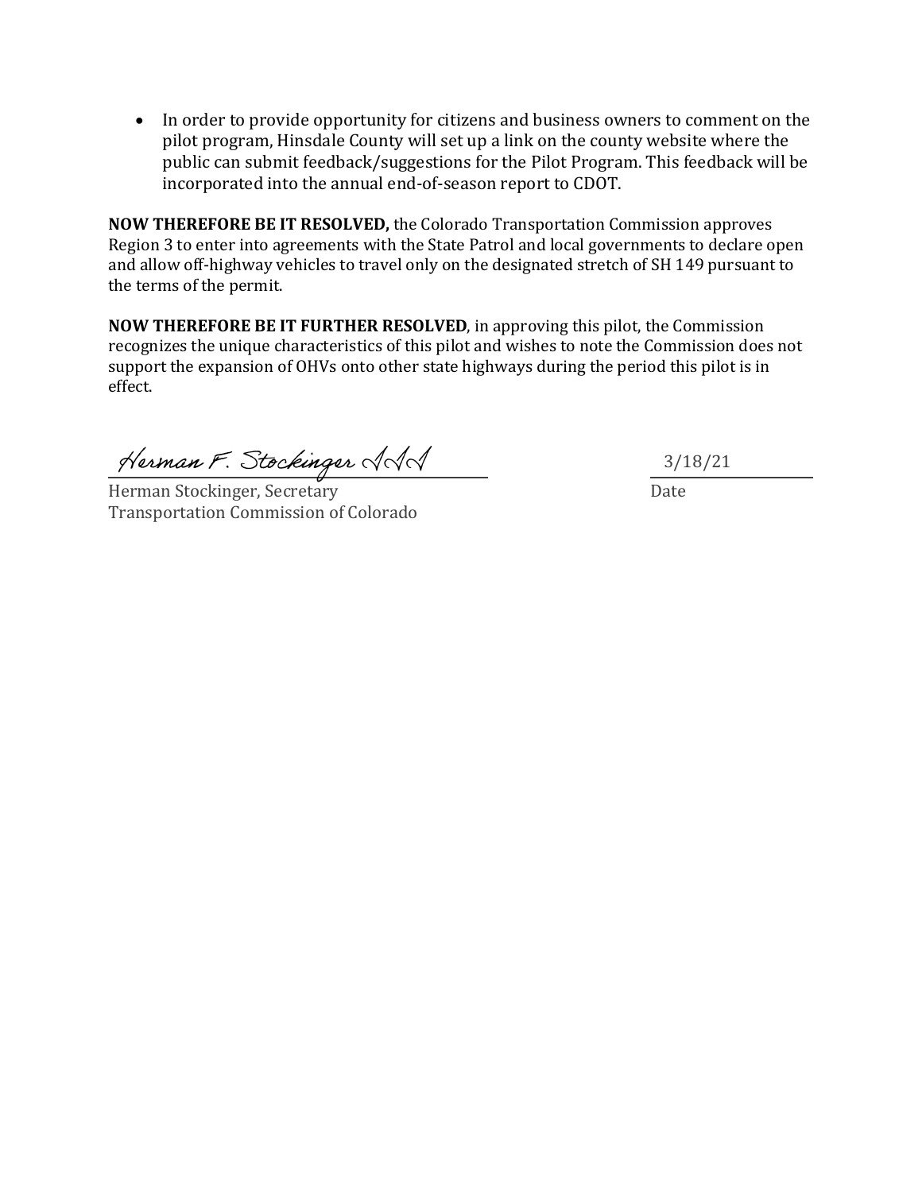- In order to provide opportunity for citizens and business owners to comment on the pilot program, Hinsdale County will set up a link on the county website where the public can submit feedback/suggestions for the Pilot Program. This feedback will be incorporated into the annual end-of-season report to CDOT.

**NOW THEREFORE BE IT RESOLVED,** the Colorado Transportation Commission approves Region 3 to enter into agreements with the State Patrol and local governments to declare open and allow off-highway vehicles to travel only on the designated stretch of SH 149 pursuant to the terms of the permit.

**NOW THEREFORE BE IT FURTHER RESOLVED**, in approving this pilot, the Commission recognizes the unique characteristics of this pilot and wishes to note the Commission does not support the expansion of OHVs onto other state highways during the period this pilot is in effect.

Herman F. Stockinger III

Herman Stockinger, Secretary
Transportation Commission of Colorado

3/18/21

Date